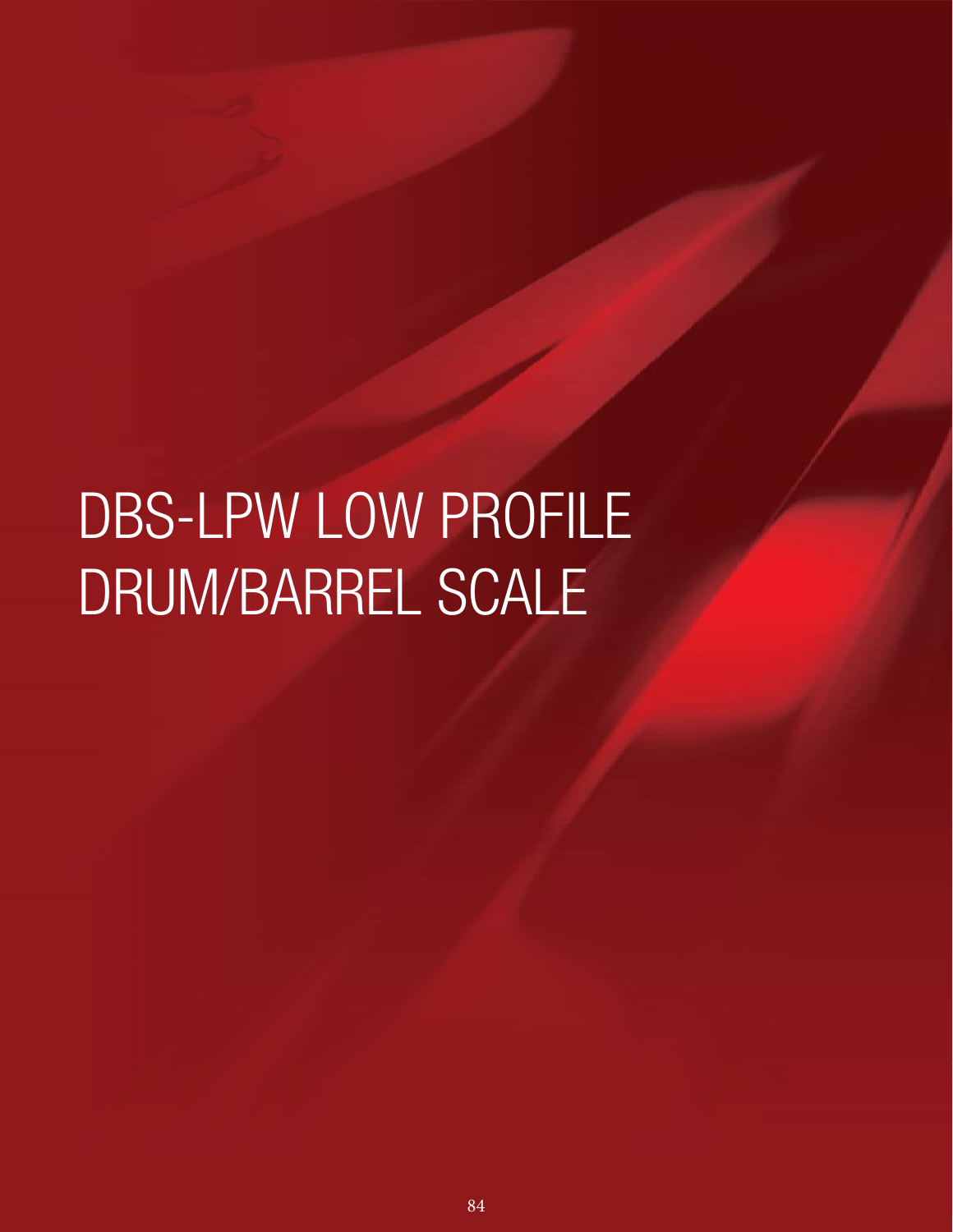# DBS-LPW LOW PROFILE DRUM/BARREL SCALE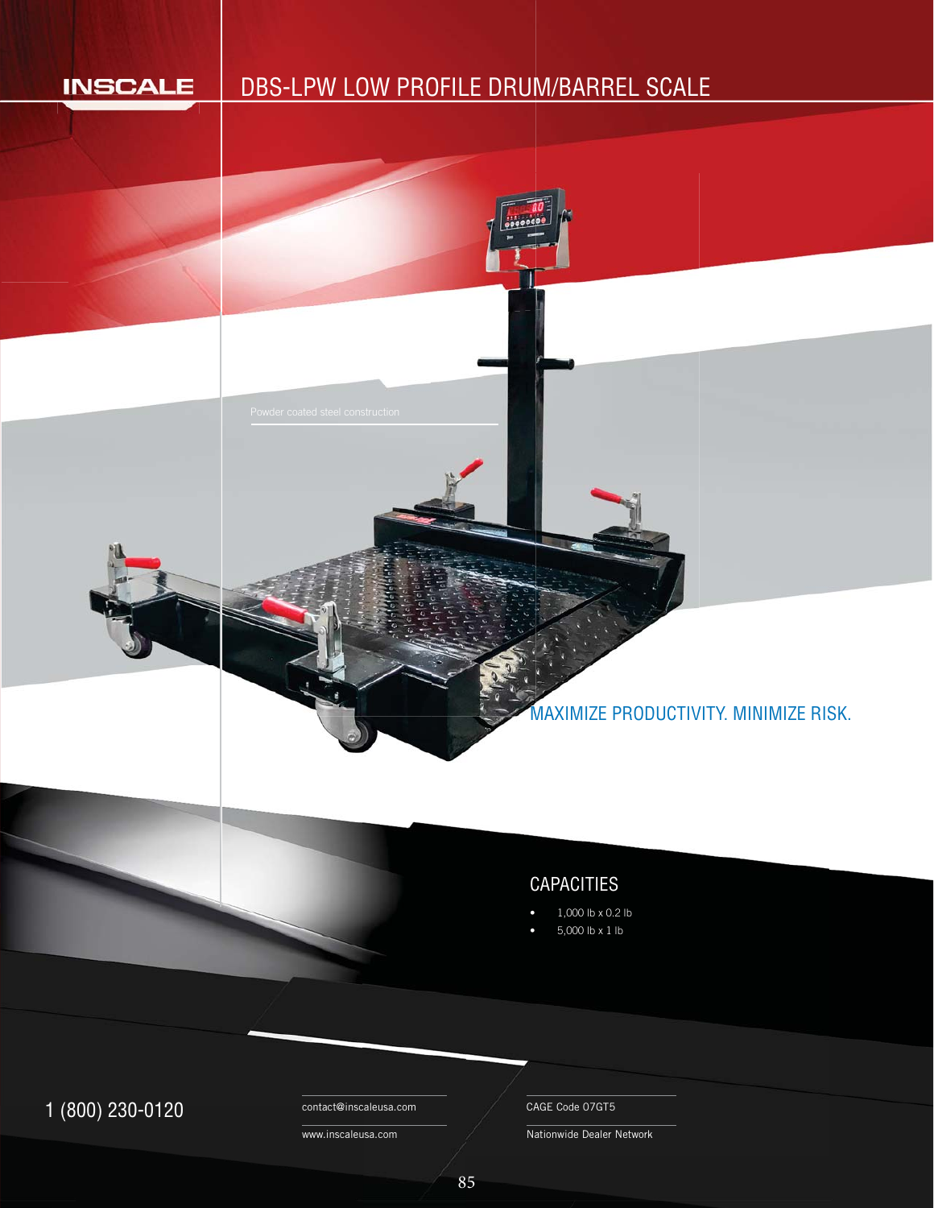INSCALE

# DBS-LPW LOW PROFILE DRUM/BARREL SCALE

Powder coated steel construction

MAXIMIZE PRODUCTIVITY. MINIMIZE RISK.

## CAPACITIES

- 1,000 lb x 0.2 lb
- 5,000 lb x 1 lb

1 (800) 230-0120

contact@inscaleusa.com

www.inscaleusa.com

CAGE Code 07GT5

Nationwide Dealer Network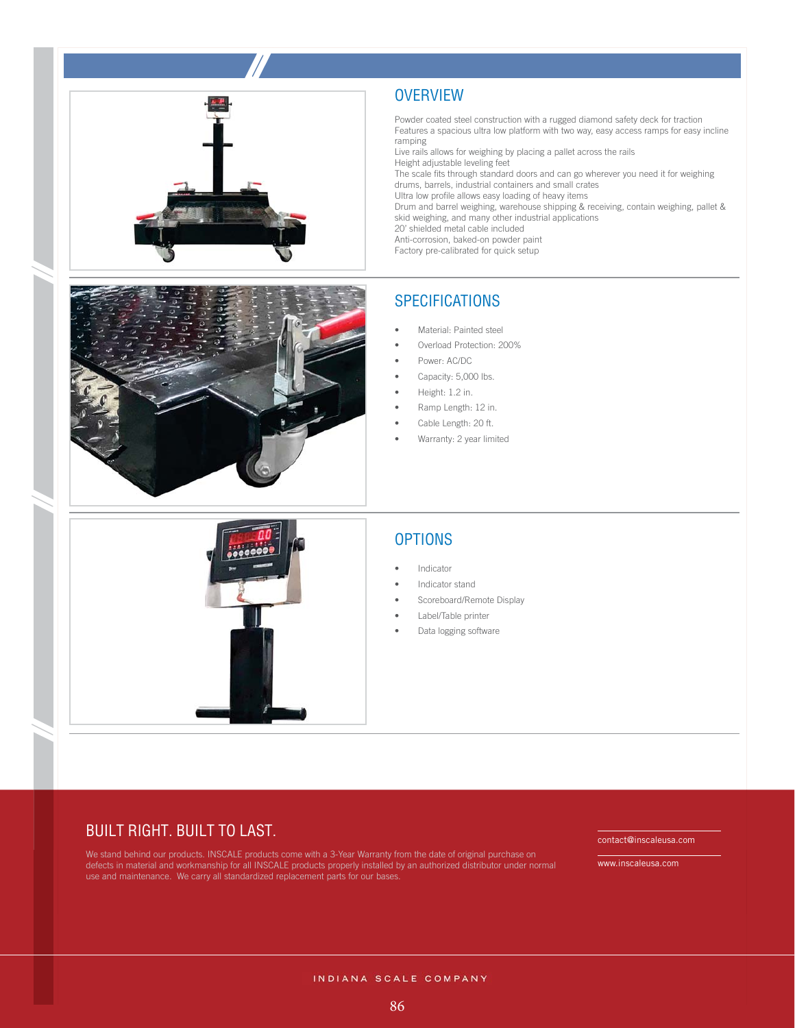## OVERVIEW

Powder coated steel construction with a rugged diamond safety deck for traction
Features a spacious ultra low platform with two way, easy access ramps for easy incline ramping
Live rails allows for weighing by placing a pallet across the rails
Height adjustable leveling feet
The scale fits through standard doors and can go wherever you need it for weighing drums, barrels, industrial containers and small crates
Ultra low profile allows easy loading of heavy items
Drum and barrel weighing, warehouse shipping & receiving, contain weighing, pallet & skid weighing, and many other industrial applications
20' shielded metal cable included
Anti-corrosion, baked-on powder paint
Factory pre-calibrated for quick setup

## SPECIFICATIONS

- Material: Painted steel
- Overload Protection: 200%
- Power: AC/DC
- Capacity: 5,000 lbs.
- Height: 1.2 in.
- Ramp Length: 12 in.
- Cable Length: 20 ft.
- Warranty: 2 year limited

## OPTIONS

- Indicator
- Indicator stand
- Scoreboard/Remote Display
- Label/Table printer
- Data logging software

## BUILT RIGHT. BUILT TO LAST.

We stand behind our products. INSCALE products come with a 3-Year Warranty from the date of original purchase on defects in material and workmanship for all INSCALE products properly installed by an authorized distributor under normal use and maintenance. We carry all standardized replacement parts for our bases.

contact@inscaleusa.com

www.inscaleusa.com

INDIANA SCALE COMPANY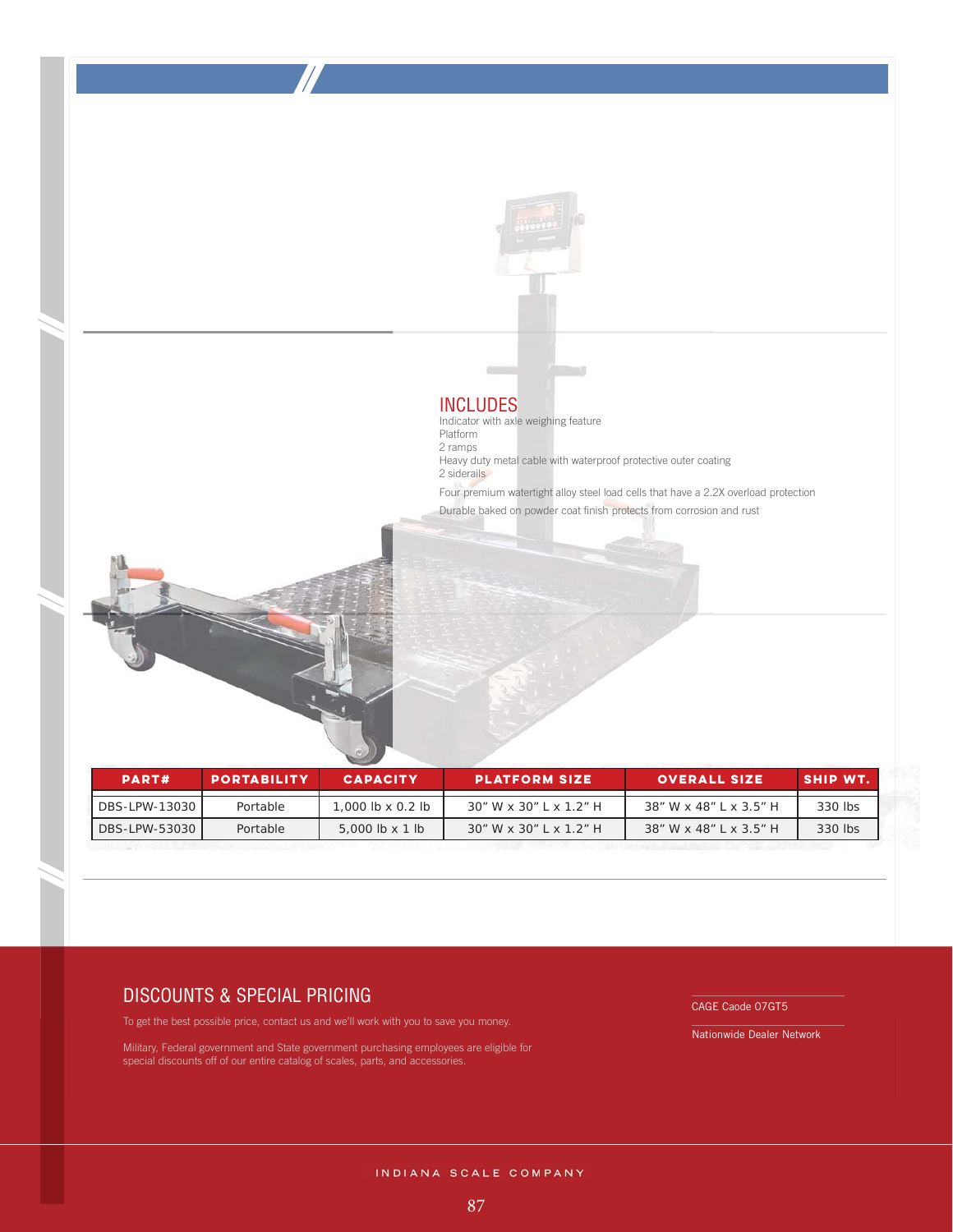## INCLUDES

Indicator with axle weighing feature
Platform
2 ramps
Heavy duty metal cable with waterproof protective outer coating
2 siderails

Four premium watertight alloy steel load cells that have a 2.2X overload protection

Durable baked on powder coat finish protects from corrosion and rust

| PART# | PORTABILITY | CAPACITY | PLATFORM SIZE | OVERALL SIZE | SHIP WT. |
|---|---|---|---|---|---|
| DBS-LPW-13030 | Portable | 1,000 lb x 0.2 lb | 30" W x 30" L x 1.2" H | 38" W x 48" L x 3.5" H | 330 lbs |
| DBS-LPW-53030 | Portable | 5,000 lb x 1 lb | 30" W x 30" L x 1.2" H | 38" W x 48" L x 3.5" H | 330 lbs |

## DISCOUNTS & SPECIAL PRICING

To get the best possible price, contact us and we'll work with you to save you money.

Military, Federal government and State government purchasing employees are eligible for special discounts off of our entire catalog of scales, parts, and accessories.

CAGE Caode 07GT5

Nationwide Dealer Network

INDIANA SCALE COMPANY